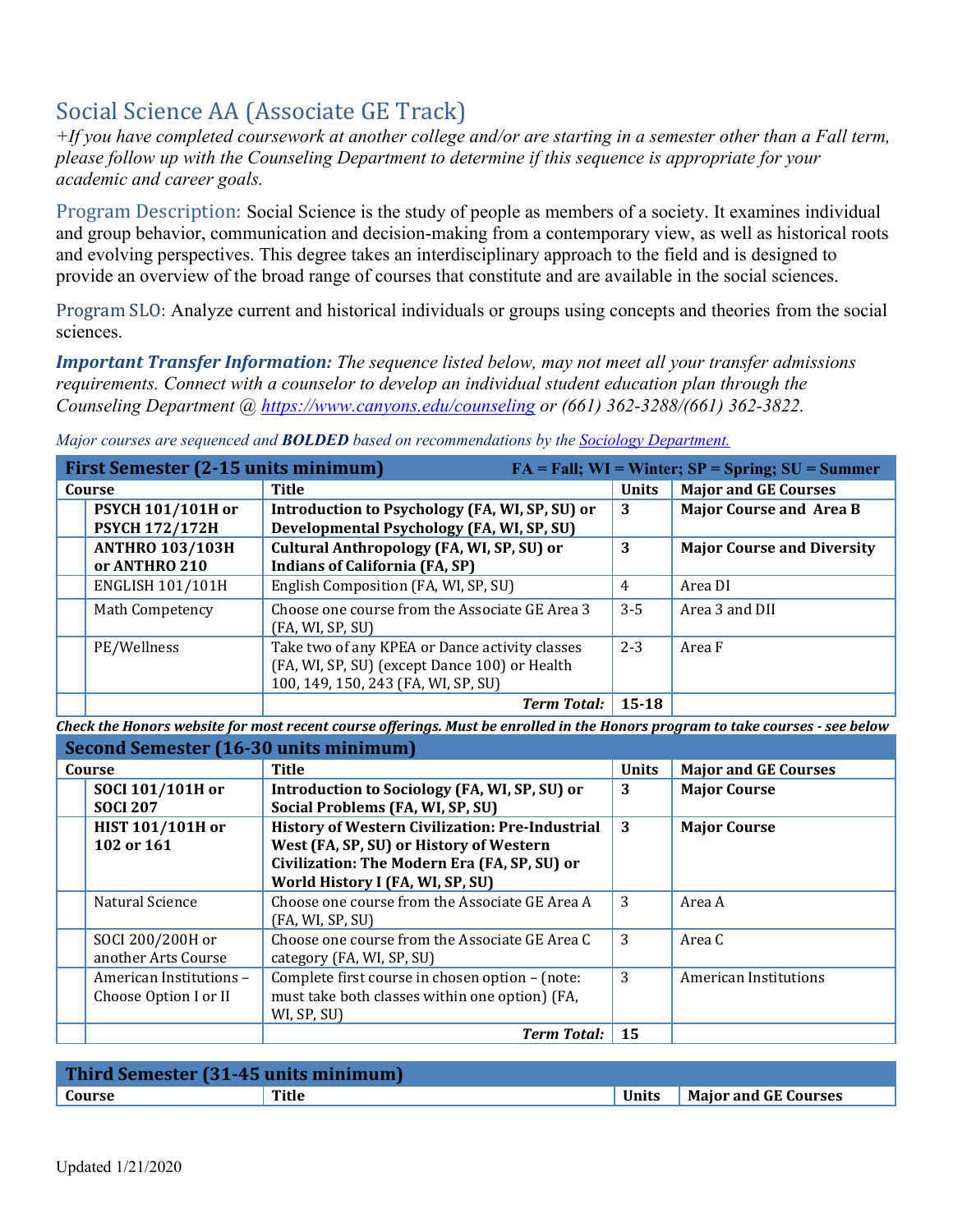# Social Science AA (Associate GE Track)

*+If you have completed coursework at another college and/or are starting in a semester other than a Fall term, please follow up with the Counseling Department to determine if this sequence is appropriate for your academic and career goals.*

Program Description: Social Science is the study of people as members of a society. It examines individual and group behavior, communication and decision-making from a contemporary view, as well as historical roots and evolving perspectives. This degree takes an interdisciplinary approach to the field and is designed to provide an overview of the broad range of courses that constitute and are available in the social sciences.

Program SLO: Analyze current and historical individuals or groups using concepts and theories from the social sciences.

***Important Transfer Information:*** *The sequence listed below, may not meet all your transfer admissions requirements. Connect with a counselor to develop an individual student education plan through the Counseling Department @ https://www.canyons.edu/counseling or (661) 362-3288/(661) 362-3822.*

*Major courses are sequenced and* ***BOLDED*** *based on recommendations by the Sociology Department.*

| First Semester (2-15 units minimum) | | | | FA = Fall; WI = Winter; SP = Spring; SU = Summer |
|---|---|---|---|---|
| Course | | Title | Units | Major and GE Courses |
| | **PSYCH 101/101H or PSYCH 172/172H** | **Introduction to Psychology (FA, WI, SP, SU) or Developmental Psychology (FA, WI, SP, SU)** | **3** | **Major Course and Area B** |
| | **ANTHRO 103/103H or ANTHRO 210** | **Cultural Anthropology (FA, WI, SP, SU) or Indians of California (FA, SP)** | **3** | **Major Course and Diversity** |
| | ENGLISH 101/101H | English Composition (FA, WI, SP, SU) | 4 | Area DI |
| | Math Competency | Choose one course from the Associate GE Area 3 (FA, WI, SP, SU) | 3-5 | Area 3 and DII |
| | PE/Wellness | Take two of any KPEA or Dance activity classes (FA, WI, SP, SU) (except Dance 100) or Health 100, 149, 150, 243 (FA, WI, SP, SU) | 2-3 | Area F |
| | | ***Term Total:*** | **15-18** | |

***Check the Honors website for most recent course offerings. Must be enrolled in the Honors program to take courses - see below***

| Second Semester (16-30 units minimum) | | | | |
|---|---|---|---|---|
| Course | | Title | Units | Major and GE Courses |
| | **SOCI 101/101H or SOCI 207** | **Introduction to Sociology (FA, WI, SP, SU) or Social Problems (FA, WI, SP, SU)** | **3** | **Major Course** |
| | **HIST 101/101H or 102 or 161** | **History of Western Civilization: Pre-Industrial West (FA, SP, SU) or History of Western Civilization: The Modern Era (FA, SP, SU) or World History I (FA, WI, SP, SU)** | **3** | **Major Course** |
| | Natural Science | Choose one course from the Associate GE Area A (FA, WI, SP, SU) | 3 | Area A |
| | SOCI 200/200H or another Arts Course | Choose one course from the Associate GE Area C category (FA, WI, SP, SU) | 3 | Area C |
| | American Institutions – Choose Option I or II | Complete first course in chosen option – (note: must take both classes within one option) (FA, WI, SP, SU) | 3 | American Institutions |
| | | ***Term Total:*** | **15** | |

| Third Semester (31-45 units minimum) | | | |
|---|---|---|---|
| Course | Title | Units | Major and GE Courses |

Updated 1/21/2020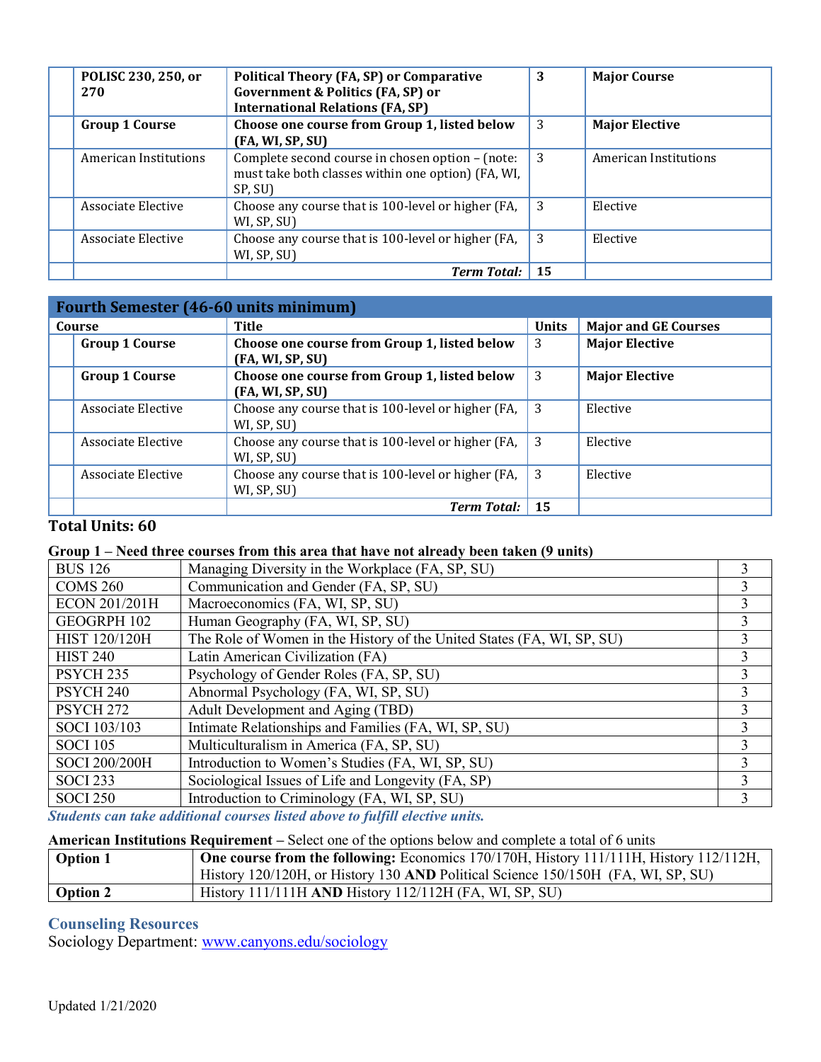| | Course | Title | Units | Major and GE Courses |
|---|---|---|---|---|
| | **POLISC 230, 250, or 270** | **Political Theory (FA, SP) or Comparative Government & Politics (FA, SP) or International Relations (FA, SP)** | **3** | **Major Course** |
| | **Group 1 Course** | **Choose one course from Group 1, listed below (FA, WI, SP, SU)** | 3 | **Major Elective** |
| | American Institutions | Complete second course in chosen option – (note: must take both classes within one option) (FA, WI, SP, SU) | 3 | American Institutions |
| | Associate Elective | Choose any course that is 100-level or higher (FA, WI, SP, SU) | 3 | Elective |
| | Associate Elective | Choose any course that is 100-level or higher (FA, WI, SP, SU) | 3 | Elective |
| | | ***Term Total:*** | **15** | |

## Fourth Semester (46-60 units minimum)

| Course | | Title | Units | Major and GE Courses |
|---|---|---|---|---|
| | **Group 1 Course** | **Choose one course from Group 1, listed below (FA, WI, SP, SU)** | 3 | **Major Elective** |
| | **Group 1 Course** | **Choose one course from Group 1, listed below (FA, WI, SP, SU)** | 3 | **Major Elective** |
| | Associate Elective | Choose any course that is 100-level or higher (FA, WI, SP, SU) | 3 | Elective |
| | Associate Elective | Choose any course that is 100-level or higher (FA, WI, SP, SU) | 3 | Elective |
| | Associate Elective | Choose any course that is 100-level or higher (FA, WI, SP, SU) | 3 | Elective |
| | | ***Term Total:*** | **15** | |

**Total Units: 60**

**Group 1 – Need three courses from this area that have not already been taken (9 units)**

| Course | Title | Units |
|---|---|---|
| BUS 126 | Managing Diversity in the Workplace (FA, SP, SU) | 3 |
| COMS 260 | Communication and Gender (FA, SP, SU) | 3 |
| ECON 201/201H | Macroeconomics (FA, WI, SP, SU) | 3 |
| GEOGRPH 102 | Human Geography (FA, WI, SP, SU) | 3 |
| HIST 120/120H | The Role of Women in the History of the United States (FA, WI, SP, SU) | 3 |
| HIST 240 | Latin American Civilization (FA) | 3 |
| PSYCH 235 | Psychology of Gender Roles (FA, SP, SU) | 3 |
| PSYCH 240 | Abnormal Psychology (FA, WI, SP, SU) | 3 |
| PSYCH 272 | Adult Development and Aging (TBD) | 3 |
| SOCI 103/103 | Intimate Relationships and Families (FA, WI, SP, SU) | 3 |
| SOCI 105 | Multiculturalism in America (FA, SP, SU) | 3 |
| SOCI 200/200H | Introduction to Women's Studies (FA, WI, SP, SU) | 3 |
| SOCI 233 | Sociological Issues of Life and Longevity (FA, SP) | 3 |
| SOCI 250 | Introduction to Criminology (FA, WI, SP, SU) | 3 |

***Students can take additional courses listed above to fulfill elective units.***

**American Institutions Requirement** – Select one of the options below and complete a total of 6 units

| Option | Courses |
|---|---|
| **Option 1** | **One course from the following:** Economics 170/170H, History 111/111H, History 112/112H, History 120/120H, or History 130 **AND** Political Science 150/150H (FA, WI, SP, SU) |
| **Option 2** | History 111/111H **AND** History 112/112H (FA, WI, SP, SU) |

### Counseling Resources

Sociology Department: www.canyons.edu/sociology

Updated 1/21/2020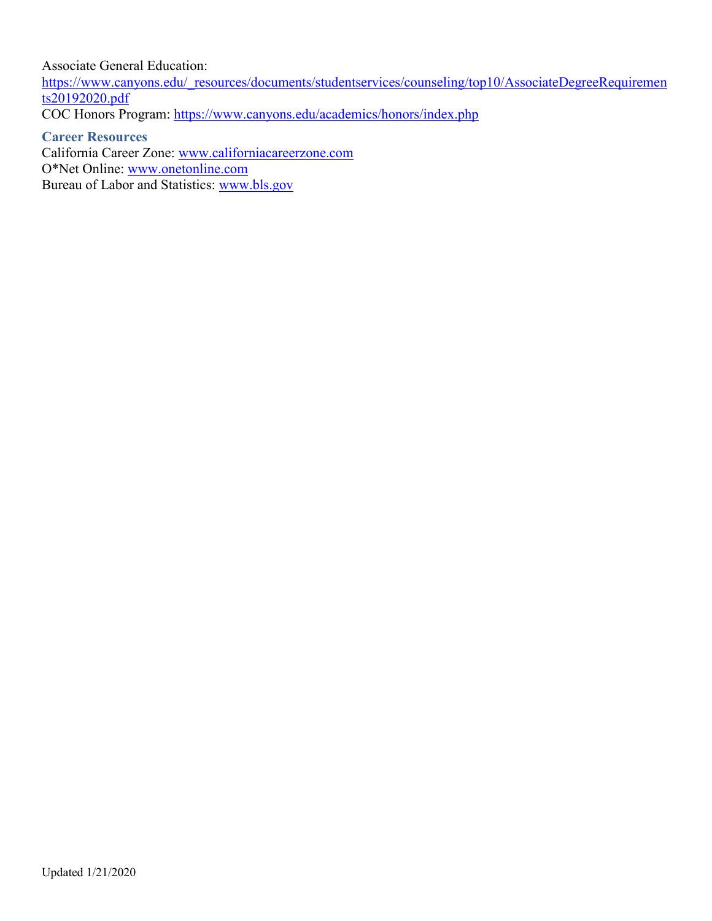Associate General Education: https://www.canyons.edu/_resources/documents/studentservices/counseling/top10/AssociateDegreeRequirements20192020.pdf

COC Honors Program: https://www.canyons.edu/academics/honors/index.php

### Career Resources

California Career Zone: www.californiacareerzone.com

O*Net Online: www.onetonline.com

Bureau of Labor and Statistics: www.bls.gov

Updated 1/21/2020